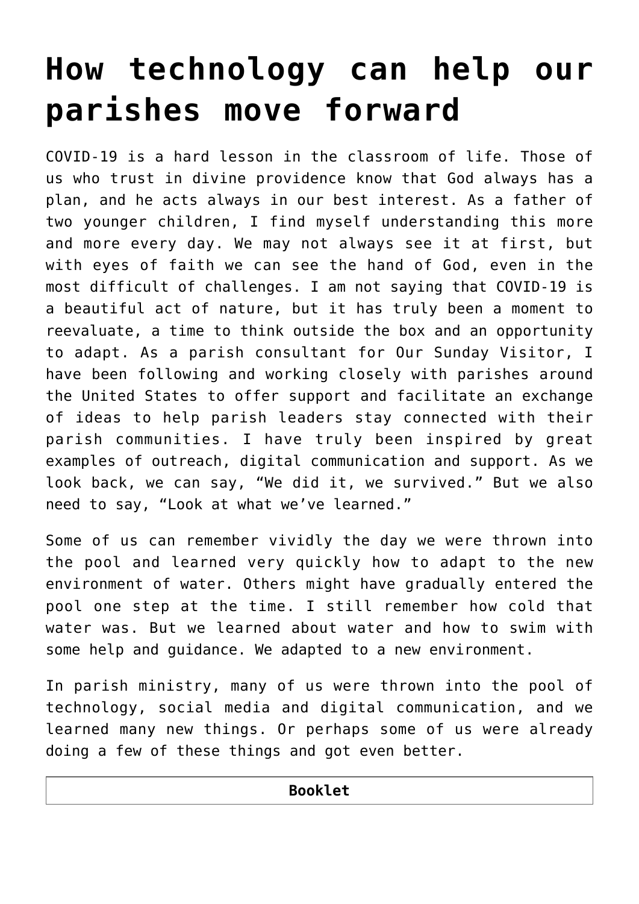# How technology can help our parishes move forward

COVID-19 is a hard lesson in the classroom of life. Those of us who trust in divine providence know that God always has a plan, and he acts always in our best interest. As a father of two younger children, I find myself understanding this more and more every day. We may not always see it at first, but with eyes of faith we can see the hand of God, even in the most difficult of challenges. I am not saying that COVID-19 is a beautiful act of nature, but it has truly been a moment to reevaluate, a time to think outside the box and an opportunity to adapt. As a parish consultant for Our Sunday Visitor, I have been following and working closely with parishes around the United States to offer support and facilitate an exchange of ideas to help parish leaders stay connected with their parish communities. I have truly been inspired by great examples of outreach, digital communication and support. As we look back, we can say, "We did it, we survived." But we also need to say, "Look at what we've learned."

Some of us can remember vividly the day we were thrown into the pool and learned very quickly how to adapt to the new environment of water. Others might have gradually entered the pool one step at the time. I still remember how cold that water was. But we learned about water and how to swim with some help and guidance. We adapted to a new environment.

In parish ministry, many of us were thrown into the pool of technology, social media and digital communication, and we learned many new things. Or perhaps some of us were already doing a few of these things and got even better.

| **Booklet** |
| --- |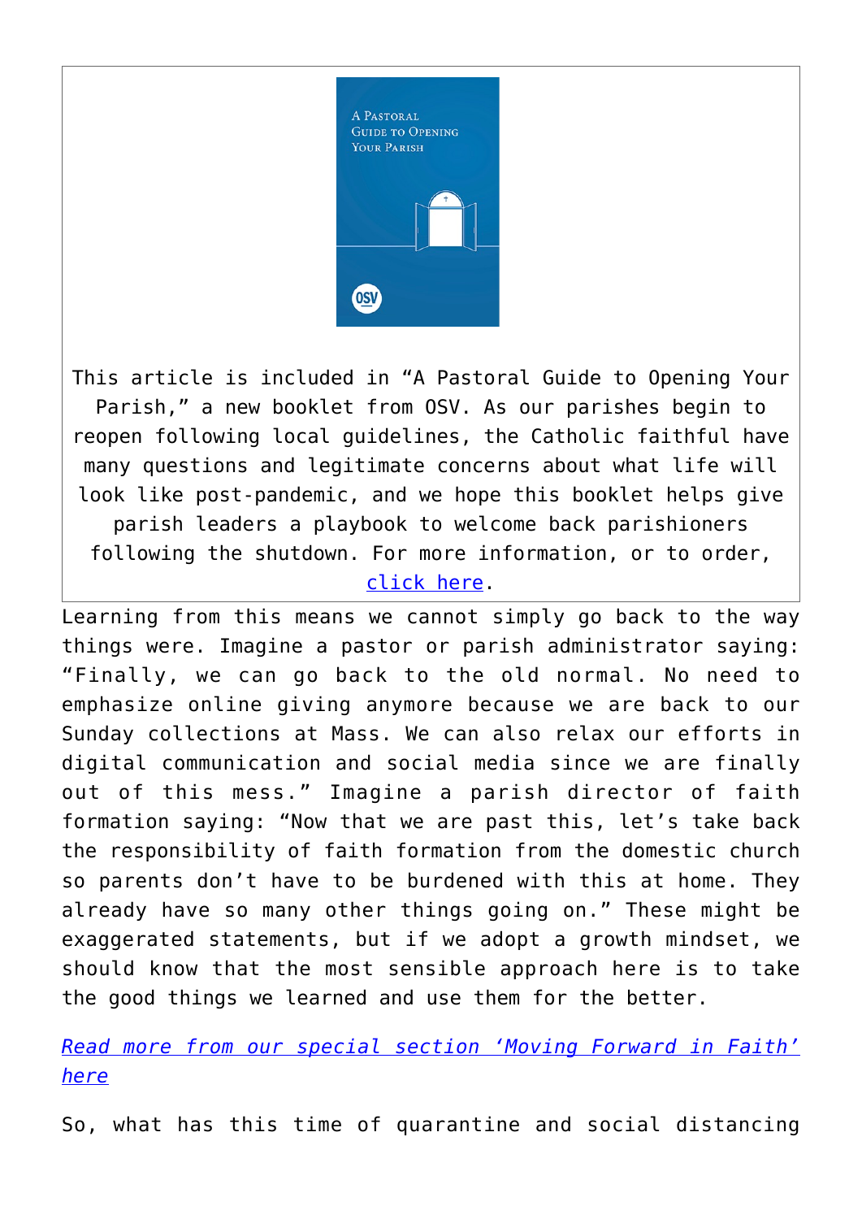This article is included in "A Pastoral Guide to Opening Your Parish," a new booklet from OSV. As our parishes begin to reopen following local guidelines, the Catholic faithful have many questions and legitimate concerns about what life will look like post-pandemic, and we hope this booklet helps give parish leaders a playbook to welcome back parishioners following the shutdown. For more information, or to order, click here.

Learning from this means we cannot simply go back to the way things were. Imagine a pastor or parish administrator saying: "Finally, we can go back to the old normal. No need to emphasize online giving anymore because we are back to our Sunday collections at Mass. We can also relax our efforts in digital communication and social media since we are finally out of this mess." Imagine a parish director of faith formation saying: "Now that we are past this, let's take back the responsibility of faith formation from the domestic church so parents don't have to be burdened with this at home. They already have so many other things going on." These might be exaggerated statements, but if we adopt a growth mindset, we should know that the most sensible approach here is to take the good things we learned and use them for the better.

*Read more from our special section 'Moving Forward in Faith' here*

So, what has this time of quarantine and social distancing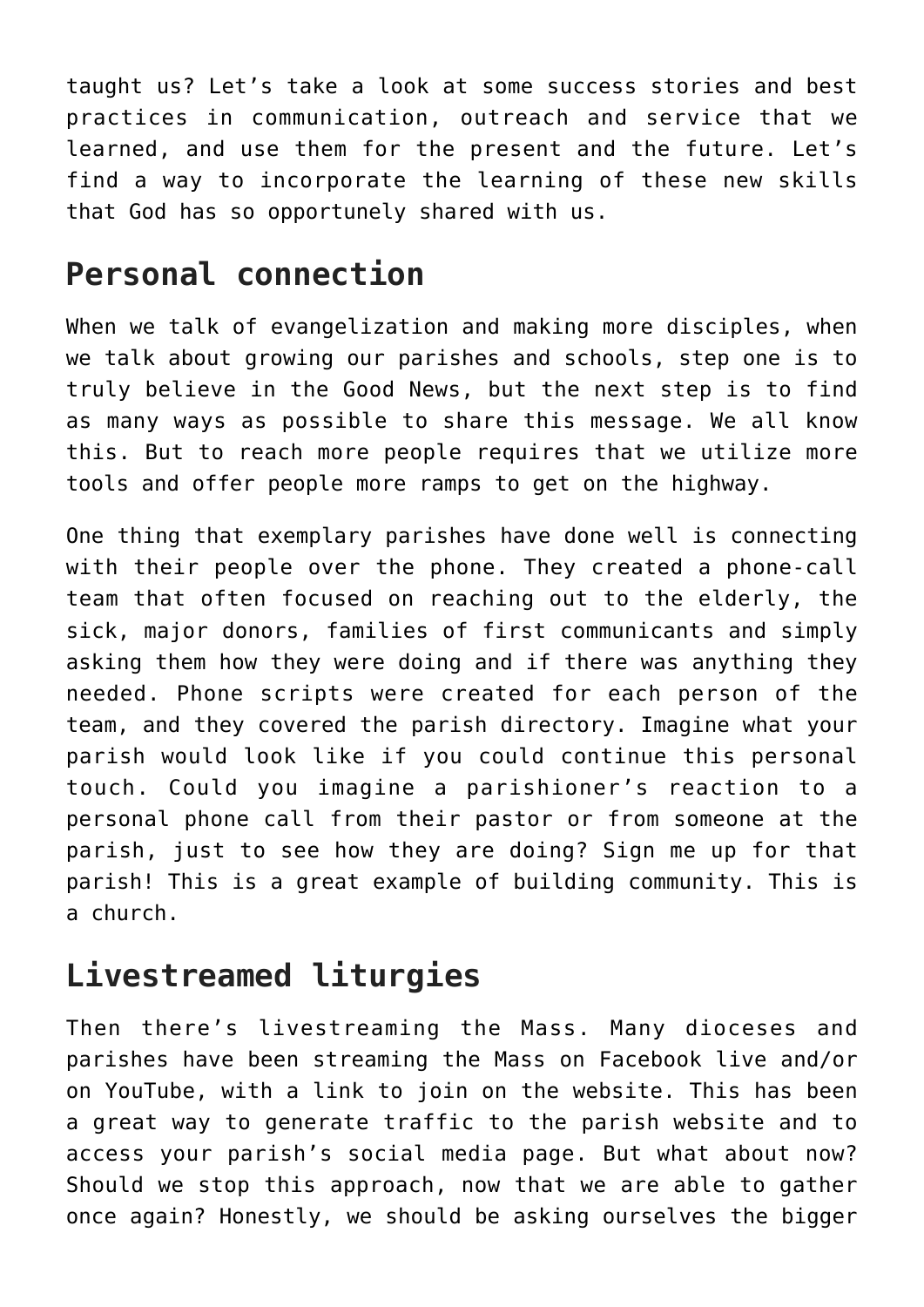taught us? Let's take a look at some success stories and best practices in communication, outreach and service that we learned, and use them for the present and the future. Let's find a way to incorporate the learning of these new skills that God has so opportunely shared with us.

## Personal connection

When we talk of evangelization and making more disciples, when we talk about growing our parishes and schools, step one is to truly believe in the Good News, but the next step is to find as many ways as possible to share this message. We all know this. But to reach more people requires that we utilize more tools and offer people more ramps to get on the highway.

One thing that exemplary parishes have done well is connecting with their people over the phone. They created a phone-call team that often focused on reaching out to the elderly, the sick, major donors, families of first communicants and simply asking them how they were doing and if there was anything they needed. Phone scripts were created for each person of the team, and they covered the parish directory. Imagine what your parish would look like if you could continue this personal touch. Could you imagine a parishioner's reaction to a personal phone call from their pastor or from someone at the parish, just to see how they are doing? Sign me up for that parish! This is a great example of building community. This is a church.

## Livestreamed liturgies

Then there's livestreaming the Mass. Many dioceses and parishes have been streaming the Mass on Facebook live and/or on YouTube, with a link to join on the website. This has been a great way to generate traffic to the parish website and to access your parish's social media page. But what about now? Should we stop this approach, now that we are able to gather once again? Honestly, we should be asking ourselves the bigger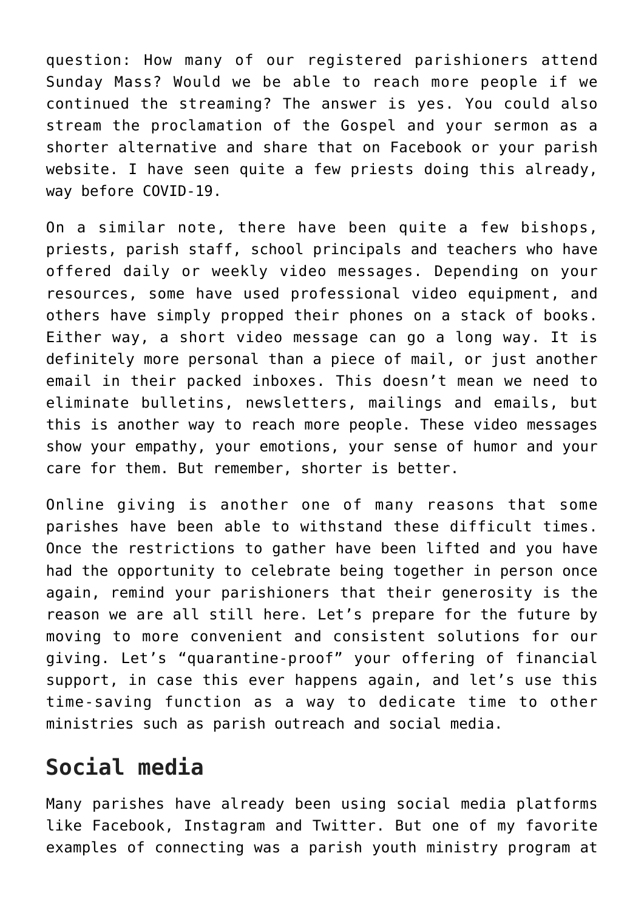question: How many of our registered parishioners attend Sunday Mass? Would we be able to reach more people if we continued the streaming? The answer is yes. You could also stream the proclamation of the Gospel and your sermon as a shorter alternative and share that on Facebook or your parish website. I have seen quite a few priests doing this already, way before COVID-19.

On a similar note, there have been quite a few bishops, priests, parish staff, school principals and teachers who have offered daily or weekly video messages. Depending on your resources, some have used professional video equipment, and others have simply propped their phones on a stack of books. Either way, a short video message can go a long way. It is definitely more personal than a piece of mail, or just another email in their packed inboxes. This doesn't mean we need to eliminate bulletins, newsletters, mailings and emails, but this is another way to reach more people. These video messages show your empathy, your emotions, your sense of humor and your care for them. But remember, shorter is better.

Online giving is another one of many reasons that some parishes have been able to withstand these difficult times. Once the restrictions to gather have been lifted and you have had the opportunity to celebrate being together in person once again, remind your parishioners that their generosity is the reason we are all still here. Let's prepare for the future by moving to more convenient and consistent solutions for our giving. Let's "quarantine-proof" your offering of financial support, in case this ever happens again, and let's use this time-saving function as a way to dedicate time to other ministries such as parish outreach and social media.

## Social media

Many parishes have already been using social media platforms like Facebook, Instagram and Twitter. But one of my favorite examples of connecting was a parish youth ministry program at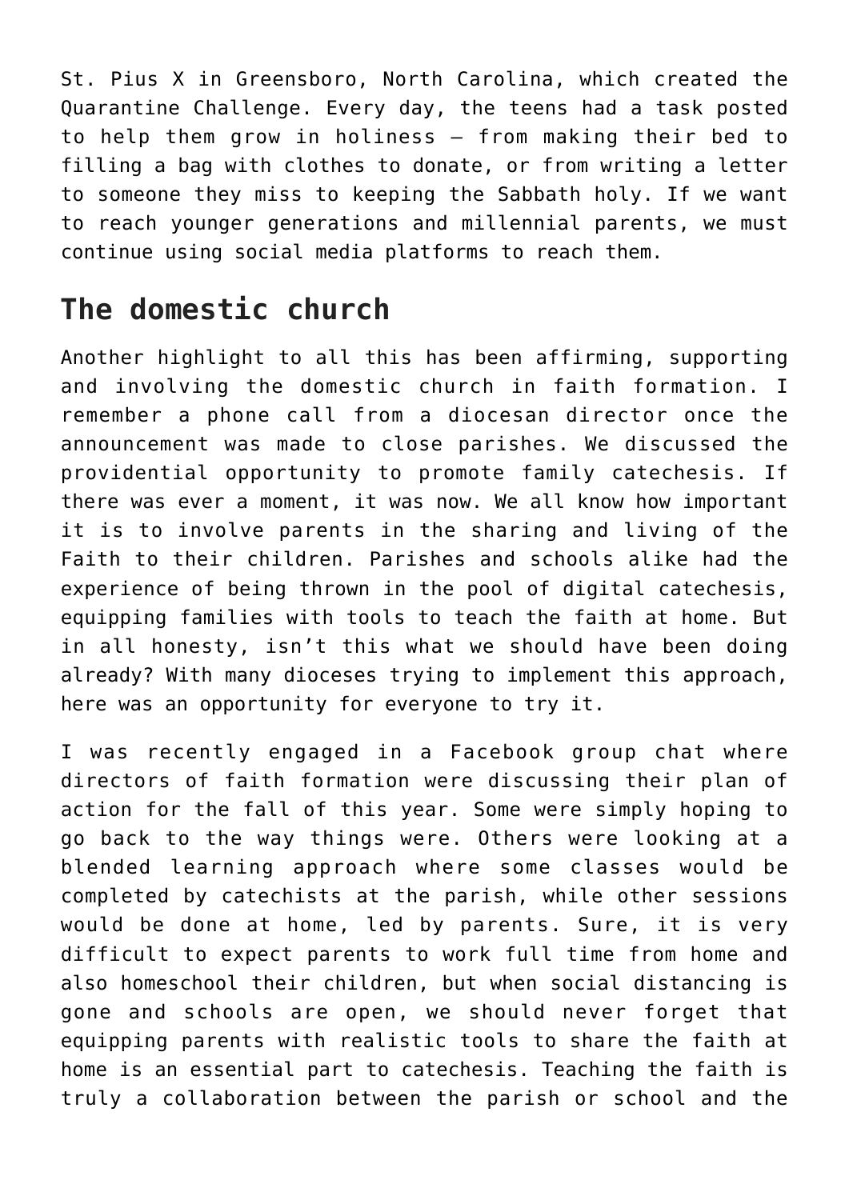St. Pius X in Greensboro, North Carolina, which created the Quarantine Challenge. Every day, the teens had a task posted to help them grow in holiness — from making their bed to filling a bag with clothes to donate, or from writing a letter to someone they miss to keeping the Sabbath holy. If we want to reach younger generations and millennial parents, we must continue using social media platforms to reach them.

## The domestic church

Another highlight to all this has been affirming, supporting and involving the domestic church in faith formation. I remember a phone call from a diocesan director once the announcement was made to close parishes. We discussed the providential opportunity to promote family catechesis. If there was ever a moment, it was now. We all know how important it is to involve parents in the sharing and living of the Faith to their children. Parishes and schools alike had the experience of being thrown in the pool of digital catechesis, equipping families with tools to teach the faith at home. But in all honesty, isn't this what we should have been doing already? With many dioceses trying to implement this approach, here was an opportunity for everyone to try it.

I was recently engaged in a Facebook group chat where directors of faith formation were discussing their plan of action for the fall of this year. Some were simply hoping to go back to the way things were. Others were looking at a blended learning approach where some classes would be completed by catechists at the parish, while other sessions would be done at home, led by parents. Sure, it is very difficult to expect parents to work full time from home and also homeschool their children, but when social distancing is gone and schools are open, we should never forget that equipping parents with realistic tools to share the faith at home is an essential part to catechesis. Teaching the faith is truly a collaboration between the parish or school and the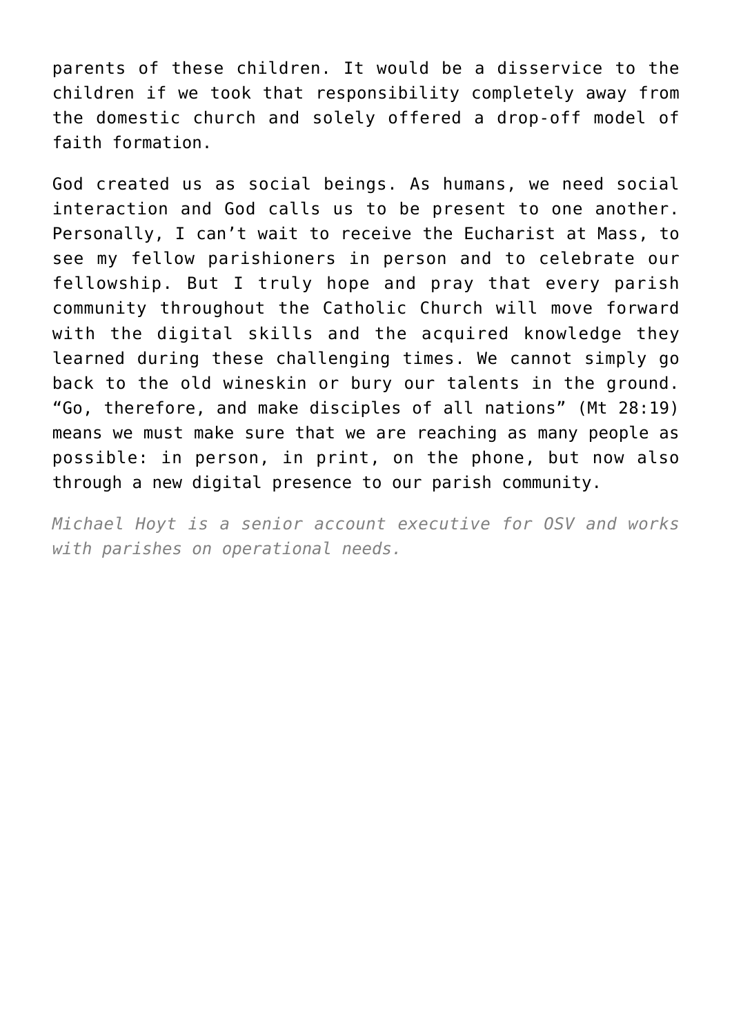parents of these children. It would be a disservice to the children if we took that responsibility completely away from the domestic church and solely offered a drop-off model of faith formation.

God created us as social beings. As humans, we need social interaction and God calls us to be present to one another. Personally, I can't wait to receive the Eucharist at Mass, to see my fellow parishioners in person and to celebrate our fellowship. But I truly hope and pray that every parish community throughout the Catholic Church will move forward with the digital skills and the acquired knowledge they learned during these challenging times. We cannot simply go back to the old wineskin or bury our talents in the ground. "Go, therefore, and make disciples of all nations" (Mt 28:19) means we must make sure that we are reaching as many people as possible: in person, in print, on the phone, but now also through a new digital presence to our parish community.

*Michael Hoyt is a senior account executive for OSV and works with parishes on operational needs.*